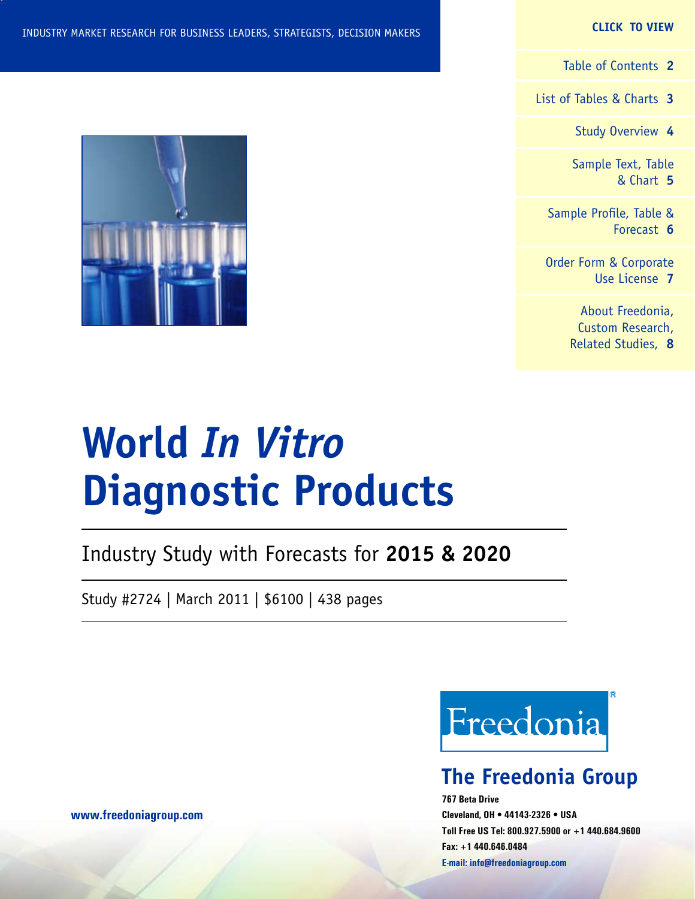INDUSTRY MARKET RESEARCH FOR BUSINESS LEADERS, STRATEGISTS, DECISION MAKERS

**CLICK TO VIEW**

Table of Contents **2**

List of Tables & Charts **3**

Study Overview **4**

Sample Text, Table & Chart **5**

Sample Profile, Table & Forecast **6**

Order Form & Corporate Use License **7**

About Freedonia, Custom Research, Related Studies, **8**

# World *In Vitro* Diagnostic Products

## Industry Study with Forecasts for **2015 & 2020**

Study #2724 | March 2011 | $6100 | 438 pages

Freedonia®

**The Freedonia Group**

**767 Beta Drive**
**Cleveland, OH • 44143-2326 • USA**
**Toll Free US Tel: 800.927.5900 or +1 440.684.9600**
**Fax: +1 440.646.0484**
**E-mail: info@freedoniagroup.com**

**www.freedoniagroup.com**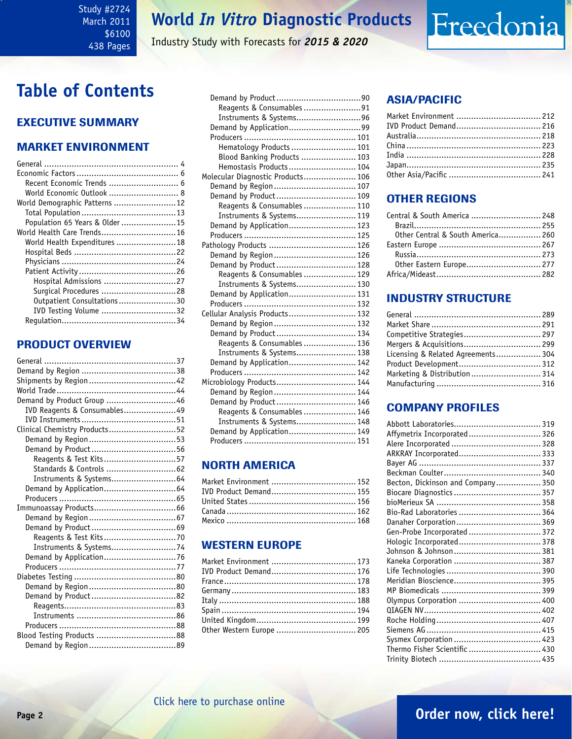Study #2724
March 2011
$6100
438 Pages

# World *In Vitro* Diagnostic Products

Industry Study with Forecasts for ***2015 & 2020***

## Table of Contents

### EXECUTIVE SUMMARY

### MARKET ENVIRONMENT

- General ... 4
- Economic Factors ... 6
  - Recent Economic Trends ... 6
  - World Economic Outlook ... 8
- World Demographic Patterns ... 12
  - Total Population ... 13
  - Population 65 Years & Older ... 15
- World Health Care Trends ... 16
  - World Health Expenditures ... 18
  - Hospital Beds ... 22
  - Physicians ... 24
  - Patient Activity ... 26
    - Hospital Admissions ... 27
    - Surgical Procedures ... 28
    - Outpatient Consultations ... 30
    - IVD Testing Volume ... 32
  - Regulation ... 34

### PRODUCT OVERVIEW

- General ... 37
- Demand by Region ... 38
- Shipments by Region ... 42
- World Trade ... 44
- Demand by Product Group ... 46
  - IVD Reagents & Consumables ... 49
  - IVD Instruments ... 51
- Clinical Chemistry Products ... 52
  - Demand by Region ... 53
  - Demand by Product ... 56
    - Reagents & Test Kits ... 57
    - Standards & Controls ... 62
    - Instruments & Systems ... 64
  - Demand by Application ... 64
  - Producers ... 65
- Immunoassay Products ... 66
  - Demand by Region ... 67
  - Demand by Product ... 69
    - Reagents & Test Kits ... 70
    - Instruments & Systems ... 74
  - Demand by Application ... 76
  - Producers ... 77
- Diabetes Testing ... 80
  - Demand by Region ... 80
  - Demand by Product ... 82
    - Reagents ... 83
    - Instruments ... 86
  - Producers ... 88
- Blood Testing Products ... 88
  - Demand by Region ... 89
  - Demand by Product ... 90
    - Reagents & Consumables ... 91
    - Instruments & Systems ... 96
  - Demand by Application ... 99
  - Producers ... 101
    - Hematology Products ... 101
    - Blood Banking Products ... 103
    - Hemostasis Products ... 104
- Molecular Diagnostic Products ... 106
  - Demand by Region ... 107
  - Demand by Product ... 109
    - Reagents & Consumables ... 110
    - Instruments & Systems ... 119
  - Demand by Application ... 123
  - Producers ... 125
- Pathology Products ... 126
  - Demand by Region ... 126
  - Demand by Product ... 128
    - Reagents & Consumables ... 129
    - Instruments & Systems ... 130
  - Demand by Application ... 131
  - Producers ... 132
- Cellular Analysis Products ... 132
  - Demand by Region ... 132
  - Demand by Product ... 134
    - Reagents & Consumables ... 136
    - Instruments & Systems ... 138
  - Demand by Application ... 142
  - Producers ... 142
- Microbiology Products ... 144
  - Demand by Region ... 144
  - Demand by Product ... 146
    - Reagents & Consumables ... 146
    - Instruments & Systems ... 148
  - Demand by Application ... 149
  - Producers ... 151

### NORTH AMERICA

- Market Environment ... 152
- IVD Product Demand ... 155
- United States ... 156
- Canada ... 162
- Mexico ... 168

### WESTERN EUROPE

- Market Environment ... 173
- IVD Product Demand ... 176
- France ... 178
- Germany ... 183
- Italy ... 188
- Spain ... 194
- United Kingdom ... 199
- Other Western Europe ... 205

### ASIA/PACIFIC

- Market Environment ... 212
- IVD Product Demand ... 216
- Australia ... 218
- China ... 223
- India ... 228
- Japan ... 235
- Other Asia/Pacific ... 241

### OTHER REGIONS

- Central & South America ... 248
  - Brazil ... 255
  - Other Central & South America ... 260
- Eastern Europe ... 267
  - Russia ... 273
  - Other Eastern Europe ... 277
- Africa/Mideast ... 282

### INDUSTRY STRUCTURE

- General ... 289
- Market Share ... 291
- Competitive Strategies ... 297
- Mergers & Acquisitions ... 299
- Licensing & Related Agreements ... 304
- Product Development ... 312
- Marketing & Distribution ... 314
- Manufacturing ... 316

### COMPANY PROFILES

- Abbott Laboratories ... 319
- Affymetrix Incorporated ... 326
- Alere Incorporated ... 328
- ARKRAY Incorporated ... 333
- Bayer AG ... 337
- Beckman Coulter ... 340
- Becton, Dickinson and Company ... 350
- Biocare Diagnostics ... 357
- bioMerieux SA ... 358
- Bio-Rad Laboratories ... 364
- Danaher Corporation ... 369
- Gen-Probe Incorporated ... 372
- Hologic Incorporated ... 378
- Johnson & Johnson ... 381
- Kaneka Corporation ... 387
- Life Technologies ... 390
- Meridian Bioscience ... 395
- MP Biomedicals ... 399
- Olympus Corporation ... 400
- QIAGEN NV ... 402
- Roche Holding ... 407
- Siemens AG ... 415
- Sysmex Corporation ... 423
- Thermo Fisher Scientific ... 430
- Trinity Biotech ... 435

Click here to purchase online

Order now, click here!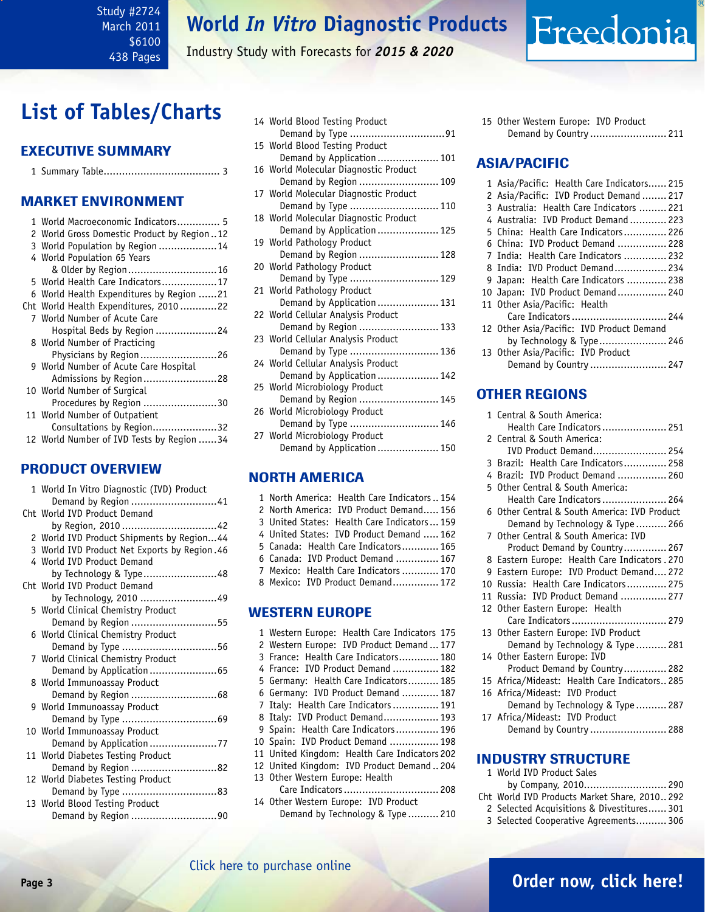# List of Tables/Charts

## EXECUTIVE SUMMARY

1 Summary Table...................................... 3

## MARKET ENVIRONMENT

1 World Macroeconomic Indicators.............. 5
2 World Gross Domestic Product by Region..12
3 World Population by Region...................14
4 World Population 65 Years & Older by Region.............................16
5 World Health Care Indicators..................17
6 World Health Expenditures by Region ......21
Cht World Health Expenditures, 2010............22
7 World Number of Acute Care Hospital Beds by Region....................24
8 World Number of Practicing Physicians by Region.........................26
9 World Number of Acute Care Hospital Admissions by Region........................28
10 World Number of Surgical Procedures by Region........................30
11 World Number of Outpatient Consultations by Region.....................32
12 World Number of IVD Tests by Region ......34

## PRODUCT OVERVIEW

1 World In Vitro Diagnostic (IVD) Product Demand by Region............................41
Cht World IVD Product Demand by Region, 2010...............................42
2 World IVD Product Shipments by Region...44
3 World IVD Product Net Exports by Region.46
4 World IVD Product Demand by Technology & Type........................48
Cht World IVD Product Demand by Technology, 2010.........................49
5 World Clinical Chemistry Product Demand by Region............................55
6 World Clinical Chemistry Product Demand by Type...............................56
7 World Clinical Chemistry Product Demand by Application......................65
8 World Immunoassay Product Demand by Region............................68
9 World Immunoassay Product Demand by Type...............................69
10 World Immunoassay Product Demand by Application......................77
11 World Diabetes Testing Product Demand by Region............................82
12 World Diabetes Testing Product Demand by Type...............................83
13 World Blood Testing Product Demand by Region............................90
14 World Blood Testing Product Demand by Type...............................91
15 World Blood Testing Product Demand by Application.................... 101
16 World Molecular Diagnostic Product Demand by Region.......................... 109
17 World Molecular Diagnostic Product Demand by Type............................ 110
18 World Molecular Diagnostic Product Demand by Application.................... 125
19 World Pathology Product Demand by Region.......................... 128
20 World Pathology Product Demand by Type............................ 129
21 World Pathology Product Demand by Application.................... 131
22 World Cellular Analysis Product Demand by Region.......................... 133
23 World Cellular Analysis Product Demand by Type............................ 136
24 World Cellular Analysis Product Demand by Application.................... 142
25 World Microbiology Product Demand by Region.......................... 145
26 World Microbiology Product Demand by Type............................ 146
27 World Microbiology Product Demand by Application.................... 150

## NORTH AMERICA

1 North America: Health Care Indicators.. 154
2 North America: IVD Product Demand..... 156
3 United States: Health Care Indicators... 159
4 United States: IVD Product Demand ..... 162
5 Canada: Health Care Indicators............ 165
6 Canada: IVD Product Demand .............. 167
7 Mexico: Health Care Indicators ............ 170
8 Mexico: IVD Product Demand............... 172

## WESTERN EUROPE

1 Western Europe: Health Care Indicators 175
2 Western Europe: IVD Product Demand... 177
3 France: Health Care Indicators............. 180
4 France: IVD Product Demand ............... 182
5 Germany: Health Care Indicators.......... 185
6 Germany: IVD Product Demand ............ 187
7 Italy: Health Care Indicators............... 191
8 Italy: IVD Product Demand.................. 193
9 Spain: Health Care Indicators.............. 196
10 Spain: IVD Product Demand ................ 198
11 United Kingdom: Health Care Indicators 202
12 United Kingdom: IVD Product Demand.. 204
13 Other Western Europe: Health Care Indicators............................... 208
14 Other Western Europe: IVD Product Demand by Technology & Type.......... 210
15 Other Western Europe: IVD Product Demand by Country......................... 211

## ASIA/PACIFIC

1 Asia/Pacific: Health Care Indicators...... 215
2 Asia/Pacific: IVD Product Demand........ 217
3 Australia: Health Care Indicators ......... 221
4 Australia: IVD Product Demand............ 223
5 China: Health Care Indicators.............. 226
6 China: IVD Product Demand ................ 228
7 India: Health Care Indicators .............. 232
8 India: IVD Product Demand................. 234
9 Japan: Health Care Indicators ............. 238
10 Japan: IVD Product Demand................ 240
11 Other Asia/Pacific: Health Care Indicators............................... 244
12 Other Asia/Pacific: IVD Product Demand by Technology & Type...................... 246
13 Other Asia/Pacific: IVD Product Demand by Country......................... 247

## OTHER REGIONS

1 Central & South America: Health Care Indicators..................... 251
2 Central & South America: IVD Product Demand........................ 254
3 Brazil: Health Care Indicators.............. 258
4 Brazil: IVD Product Demand ................ 260
5 Other Central & South America: Health Care Indicators..................... 264
6 Other Central & South America: IVD Product Demand by Technology & Type.......... 266
7 Other Central & South America: IVD Product Demand by Country.............. 267
8 Eastern Europe: Health Care Indicators . 270
9 Eastern Europe: IVD Product Demand.... 272
10 Russia: Health Care Indicators............. 275
11 Russia: IVD Product Demand ............... 277
12 Other Eastern Europe: Health Care Indicators............................... 279
13 Other Eastern Europe: IVD Product Demand by Technology & Type.......... 281
14 Other Eastern Europe: IVD Product Demand by Country.............. 282
15 Africa/Mideast: Health Care Indicators.. 285
16 Africa/Mideast: IVD Product Demand by Technology & Type.......... 287
17 Africa/Mideast: IVD Product Demand by Country......................... 288

## INDUSTRY STRUCTURE

1 World IVD Product Sales by Company, 2010........................... 290
Cht World IVD Products Market Share, 2010.. 292
2 Selected Acquisitions & Divestitures...... 301
3 Selected Cooperative Agreements.......... 306

Click here to purchase online

Order now, click here!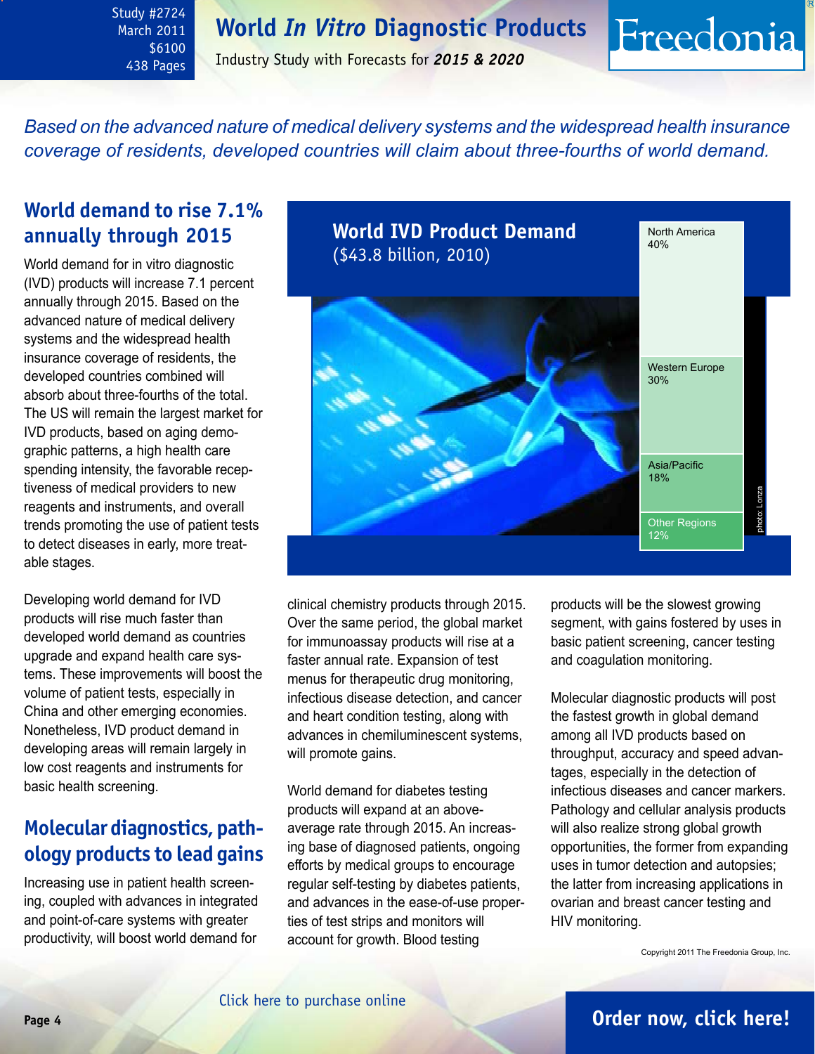*Based on the advanced nature of medical delivery systems and the widespread health insurance coverage of residents, developed countries will claim about three-fourths of world demand.*

## World demand to rise 7.1% annually through 2015

World demand for in vitro diagnostic (IVD) products will increase 7.1 percent annually through 2015. Based on the advanced nature of medical delivery systems and the widespread health insurance coverage of residents, the developed countries combined will absorb about three-fourths of the total. The US will remain the largest market for IVD products, based on aging demographic patterns, a high health care spending intensity, the favorable receptiveness of medical providers to new reagents and instruments, and overall trends promoting the use of patient tests to detect diseases in early, more treatable stages.

Developing world demand for IVD products will rise much faster than developed world demand as countries upgrade and expand health care systems. These improvements will boost the volume of patient tests, especially in China and other emerging economies. Nonetheless, IVD product demand in developing areas will remain largely in low cost reagents and instruments for basic health screening.

**World IVD Product Demand**
($43.8 billion, 2010)

| Region | Share |
|---|---|
| North America | 40% |
| Western Europe | 30% |
| Asia/Pacific | 18% |
| Other Regions | 12% |

photo: Lonza

## Molecular diagnostics, pathology products to lead gains

Increasing use in patient health screening, coupled with advances in integrated and point-of-care systems with greater productivity, will boost world demand for clinical chemistry products through 2015. Over the same period, the global market for immunoassay products will rise at a faster annual rate. Expansion of test menus for therapeutic drug monitoring, infectious disease detection, and cancer and heart condition testing, along with advances in chemiluminescent systems, will promote gains.

World demand for diabetes testing products will expand at an above-average rate through 2015. An increasing base of diagnosed patients, ongoing efforts by medical groups to encourage regular self-testing by diabetes patients, and advances in the ease-of-use properties of test strips and monitors will account for growth. Blood testing products will be the slowest growing segment, with gains fostered by uses in basic patient screening, cancer testing and coagulation monitoring.

Molecular diagnostic products will post the fastest growth in global demand among all IVD products based on throughput, accuracy and speed advantages, especially in the detection of infectious diseases and cancer markers. Pathology and cellular analysis products will also realize strong global growth opportunities, the former from expanding uses in tumor detection and autopsies; the latter from increasing applications in ovarian and breast cancer testing and HIV monitoring.

Copyright 2011 The Freedonia Group, Inc.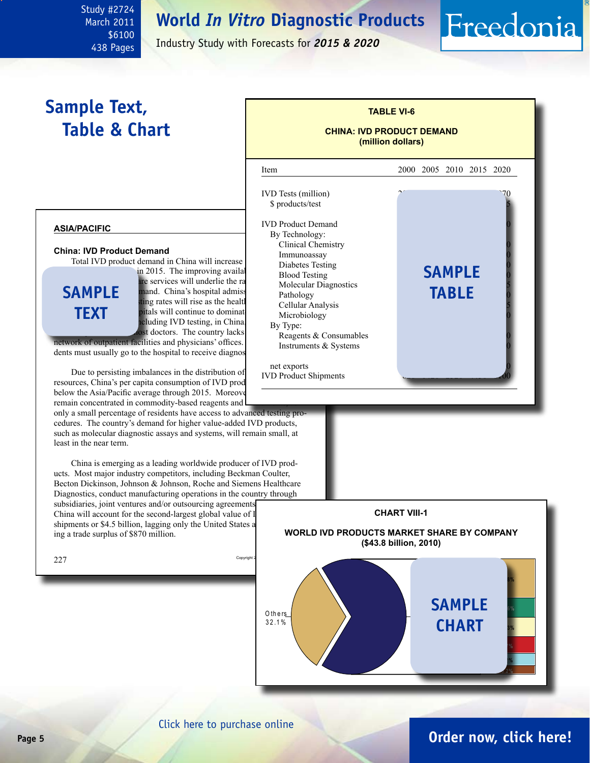Study #2724
March 2011
$6100
438 Pages

# World *In Vitro* Diagnostic Products

Industry Study with Forecasts for ***2015 & 2020***

## Sample Text, Table & Chart

**TABLE VI-6**

**CHINA: IVD PRODUCT DEMAND**
**(million dollars)**

| Item | 2000 | 2005 | 2010 | 2015 | 2020 |
|---|---|---|---|---|---|
| IVD Tests (million) | | | | | 70 |
| $ products/test | | | | | 5 |
| IVD Product Demand | | | | | 0 |
| By Technology: | | | | | |
| Clinical Chemistry | | | | | 0 |
| Immunoassay | | | | | 0 |
| Diabetes Testing | | | | | 0 |
| Blood Testing | | | | | 0 |
| Molecular Diagnostics | | | | | 5 |
| Pathology | | | | | 0 |
| Cellular Analysis | | | | | 5 |
| Microbiology | | | | | 0 |
| By Type: | | | | | |
| Reagents & Consumables | | | | | 0 |
| Instruments & Systems | | | | | 0 |
| net exports | | | | | 0 |
| IVD Product Shipments | | | | | 00 |

SAMPLE TABLE

**ASIA/PACIFIC**

**China: IVD Product Demand**

Total IVD product demand in China will increase ... in 2015. The improving availa... re services will underlie the ra... mand. China's hospital admiss... sting rates will rise as the healt... pitals will continue to dominat... cluding IVD testing, in China. ... ost doctors. The country lacks ... network of outpatient facilities and physicians' offices. ... dents must usually go to the hospital to receive diagnos...

SAMPLE TEXT

Due to persisting imbalances in the distribution of ... resources, China's per capita consumption of IVD prod... below the Asia/Pacific average through 2015. Moreove... remain concentrated in commodity-based reagents and ... only a small percentage of residents have access to advanced testing procedures. The country's demand for higher value-added IVD products, such as molecular diagnostic assays and systems, will remain small, at least in the near term.

China is emerging as a leading worldwide producer of IVD products. Most major industry competitors, including Beckman Coulter, Becton Dickinson, Johnson & Johnson, Roche and Siemens Healthcare Diagnostics, conduct manufacturing operations in the country through subsidiaries, joint ventures and/or outsourcing agreements... China will account for the second-largest global value of I... shipments or $4.5 billion, lagging only the United States a... ing a trade surplus of $870 million.

**CHART VIII-1**

**WORLD IVD PRODUCTS MARKET SHARE BY COMPANY**
**($43.8 billion, 2010)**

Others 32.1%

SAMPLE CHART

Click here to purchase online

**Order now, click here!**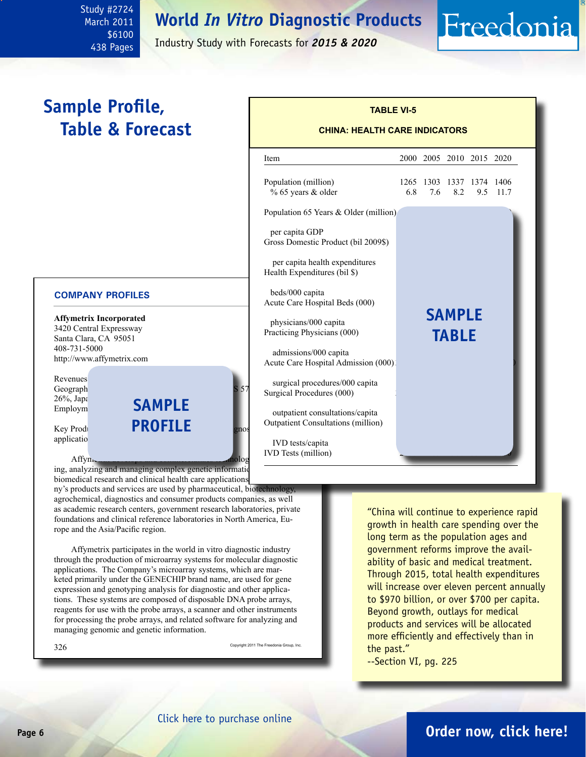Study #2724
March 2011
$6100
438 Pages

# World *In Vitro* Diagnostic Products

Industry Study with Forecasts for ***2015 & 2020***

## Sample Profile, Table & Forecast

**TABLE VI-5**

**CHINA: HEALTH CARE INDICATORS**

| Item | 2000 | 2005 | 2010 | 2015 | 2020 |
|---|---|---|---|---|---|
| Population (million) | 1265 | 1303 | 1337 | 1374 | 1406 |
| % 65 years & older | 6.8 | 7.6 | 8.2 | 9.5 | 11.7 |
| Population 65 Years & Older (million) | | | | | |
| per capita GDP | | | | | |
| Gross Domestic Product (bil 2009$) | | | | | |
| per capita health expenditures | | | | | |
| Health Expenditures (bil $) | | | | | |
| beds/000 capita | | | | | |
| Acute Care Hospital Beds (000) | | | | | |
| physicians/000 capita | | | | | |
| Practicing Physicians (000) | | | | | |
| admissions/000 capita | | | | | |
| Acute Care Hospital Admission (000) | | | | | |
| surgical procedures/000 capita | | | | | |
| Surgical Procedures (000) | | | | | |
| outpatient consultations/capita | | | | | |
| Outpatient Consultations (million) | | | | | |
| IVD tests/capita | | | | | |
| IVD Tests (million) | | | | | |

**SAMPLE TABLE**

**COMPANY PROFILES**

**Affymetrix Incorporated**
3420 Central Expressway
Santa Clara, CA 95051
408-731-5000
http://www.affymetrix.com

Revenues ...
Geograph... S 57
26%, Japa...
Employm...

Key Prod... gnos
applicatio...

**SAMPLE PROFILE**

Affym... ...nolog
ing, analyzing and managing complex genetic informatio
biomedical research and clinical health care applications
ny's products and services are used by pharmaceutical, biotechnology, agrochemical, diagnostics and consumer products companies, as well as academic research centers, government research laboratories, private foundations and clinical reference laboratories in North America, Europe and the Asia/Pacific region.

Affymetrix participates in the world in vitro diagnostic industry through the production of microarray systems for molecular diagnostic applications. The Company's microarray systems, which are marketed primarily under the GENECHIP brand name, are used for gene expression and genotyping analysis for diagnostic and other applications. These systems are composed of disposable DNA probe arrays, reagents for use with the probe arrays, a scanner and other instruments for processing the probe arrays, and related software for analyzing and managing genomic and genetic information.

326 — Copyright 2011 The Freedonia Group, Inc.

"China will continue to experience rapid growth in health care spending over the long term as the population ages and government reforms improve the availability of basic and medical treatment. Through 2015, total health expenditures will increase over eleven percent annually to $970 billion, or over $700 per capita. Beyond growth, outlays for medical products and services will be allocated more efficiently and effectively than in the past."
--Section VI, pg. 225

Click here to purchase online

**Order now, click here!**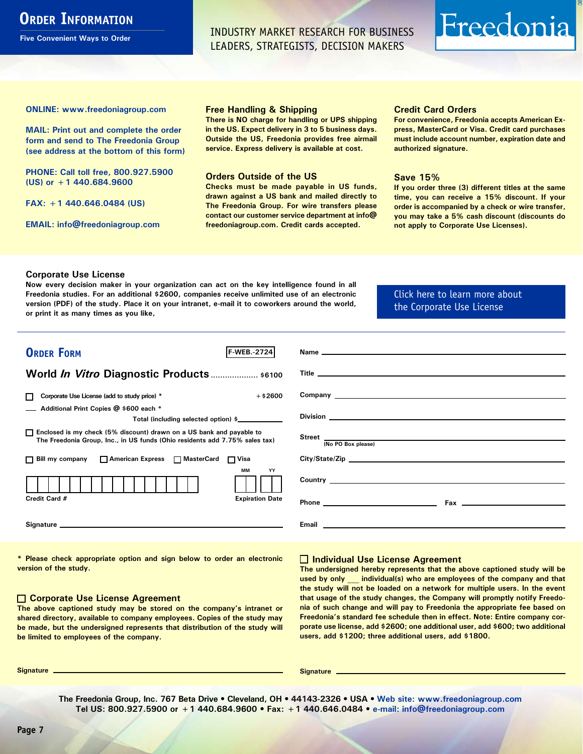# Order Information

Five Convenient Ways to Order

INDUSTRY MARKET RESEARCH FOR BUSINESS LEADERS, STRATEGISTS, DECISION MAKERS

Freedonia®

**ONLINE:** www.freedoniagroup.com

**MAIL:** Print out and complete the order form and send to The Freedonia Group (see address at the bottom of this form)

**PHONE:** Call toll free, 800.927.5900 (US) or +1 440.684.9600

**FAX:** +1 440.646.0484 (US)

**EMAIL:** info@freedoniagroup.com

### Free Handling & Shipping

There is NO charge for handling or UPS shipping in the US. Expect delivery in 3 to 5 business days. Outside the US, Freedonia provides free airmail service. Express delivery is available at cost.

### Orders Outside of the US

Checks must be made payable in US funds, drawn against a US bank and mailed directly to The Freedonia Group. For wire transfers please contact our customer service department at info@freedoniagroup.com. Credit cards accepted.

### Credit Card Orders

For convenience, Freedonia accepts American Express, MasterCard or Visa. Credit card purchases must include account number, expiration date and authorized signature.

### Save 15%

If you order three (3) different titles at the same time, you can receive a 15% discount. If your order is accompanied by a check or wire transfer, you may take a 5% cash discount (discounts do not apply to Corporate Use Licenses).

### Corporate Use License

Now every decision maker in your organization can act on the key intelligence found in all Freedonia studies. For an additional $2600, companies receive unlimited use of an electronic version (PDF) of the study. Place it on your intranet, e-mail it to coworkers around the world, or print it as many times as you like,

Click here to learn more about the Corporate Use License

## Order Form

F-WEB.-2724

**World *In Vitro* Diagnostic Products** .................... $6100

☐ Corporate Use License (add to study price) * +$2600

___ Additional Print Copies @ $600 each *

Total (including selected option) $__________

☐ Enclosed is my check (5% discount) drawn on a US bank and payable to The Freedonia Group, Inc., in US funds (Ohio residents add 7.75% sales tax)

☐ Bill my company ☐ American Express ☐ MasterCard ☐ Visa

Credit Card # ________________ Expiration Date MM __ YY __

Signature ____________________

Name ____________________

Title ____________________

Company ____________________

Division ____________________

Street ____________________ (No PO Box please)

City/State/Zip ____________________

Country ____________________

Phone ____________________ Fax ____________________

Email ____________________

\* Please check appropriate option and sign below to order an electronic version of the study.

### ☐ Corporate Use License Agreement

The above captioned study may be stored on the company's intranet or shared directory, available to company employees. Copies of the study may be made, but the undersigned represents that distribution of the study will be limited to employees of the company.

Signature ____________________

### ☐ Individual Use License Agreement

The undersigned hereby represents that the above captioned study will be used by only ___ individual(s) who are employees of the company and that the study will not be loaded on a network for multiple users. In the event that usage of the study changes, the Company will promptly notify Freedonia of such change and will pay to Freedonia the appropriate fee based on Freedonia's standard fee schedule then in effect. Note: Entire company corporate use license, add $2600; one additional user, add $600; two additional users, add $1200; three additional users, add $1800.

Signature ____________________

The Freedonia Group, Inc. 767 Beta Drive • Cleveland, OH • 44143-2326 • USA • Web site: www.freedoniagroup.com
Tel US: 800.927.5900 or +1 440.684.9600 • Fax: +1 440.646.0484 • e-mail: info@freedoniagroup.com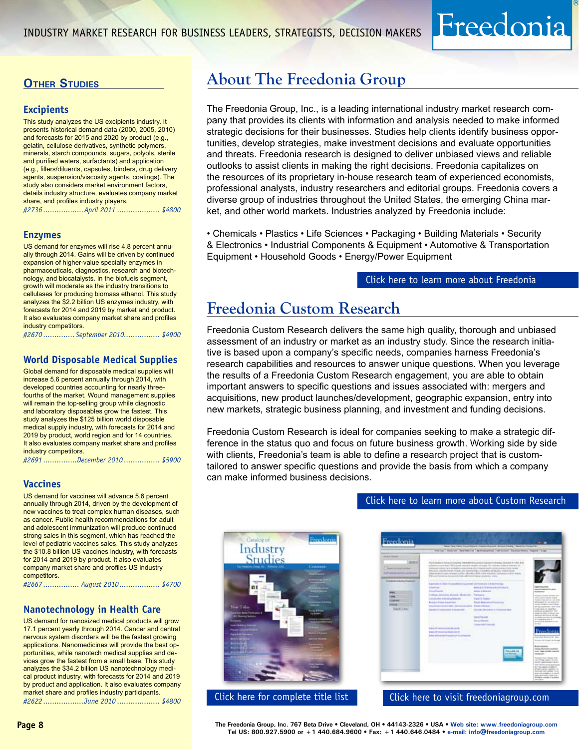## Other Studies

### Excipients

This study analyzes the US excipients industry. It presents historical demand data (2000, 2005, 2010) and forecasts for 2015 and 2020 by product (e.g., gelatin, cellulose derivatives, synthetic polymers, minerals, starch compounds, sugars, polyols, sterile and purified waters, surfactants) and application (e.g., fillers/diluents, capsules, binders, drug delivery agents, suspension/viscosity agents, coatings). The study also considers market environment factors, details industry structure, evaluates company market share, and profiles industry players.

*#2736 .................. April 2011 ................... $4800*

### Enzymes

US demand for enzymes will rise 4.8 percent annually through 2014. Gains will be driven by continued expansion of higher-value specialty enzymes in pharmaceuticals, diagnostics, research and biotechnology, and biocatalysts. In the biofuels segment, growth will moderate as the industry transitions to cellulases for producing biomass ethanol. This study analyzes the $2.2 billion US enzymes industry, with forecasts for 2014 and 2019 by market and product. It also evaluates company market share and profiles industry competitors.

*#2670 .............. September 2010................ $4900*

### World Disposable Medical Supplies

Global demand for disposable medical supplies will increase 5.6 percent annually through 2014, with developed countries accounting for nearly three-fourths of the market. Wound management supplies will remain the top-selling group while diagnostic and laboratory disposables grow the fastest. This study analyzes the $125 billion world disposable medical supply industry, with forecasts for 2014 and 2019 by product, world region and for 14 countries. It also evaluates company market share and profiles industry competitors.

*#2691 ...............December 2010 ................ $5900*

### Vaccines

US demand for vaccines will advance 5.6 percent annually through 2014, driven by the development of new vaccines to treat complex human diseases, such as cancer. Public health recommendations for adult and adolescent immunization will produce continued strong sales in this segment, which has reached the level of pediatric vaccines sales. This study analyzes the $10.8 billion US vaccines industry, with forecasts for 2014 and 2019 by product. It also evaluates company market share and profiles US industry competitors.

*#2667 ................ August 2010 .................. $4700*

### Nanotechnology in Health Care

US demand for nanosized medical products will grow 17.1 percent yearly through 2014. Cancer and central nervous system disorders will be the fastest growing applications. Nanomedicines will provide the best opportunities, while nanotech medical supplies and devices grow the fastest from a small base. This study analyzes the $34.2 billion US nanotechnology medical product industry, with forecasts for 2014 and 2019 by product and application. It also evaluates company market share and profiles industry participants.

*#2622 ..................June 2010 ................... $4800*

## About The Freedonia Group

The Freedonia Group, Inc., is a leading international industry market research company that provides its clients with information and analysis needed to make informed strategic decisions for their businesses. Studies help clients identify business opportunities, develop strategies, make investment decisions and evaluate opportunities and threats. Freedonia research is designed to deliver unbiased views and reliable outlooks to assist clients in making the right decisions. Freedonia capitalizes on the resources of its proprietary in-house research team of experienced economists, professional analysts, industry researchers and editorial groups. Freedonia covers a diverse group of industries throughout the United States, the emerging China market, and other world markets. Industries analyzed by Freedonia include:

• Chemicals • Plastics • Life Sciences • Packaging • Building Materials • Security & Electronics • Industrial Components & Equipment • Automotive & Transportation Equipment • Household Goods • Energy/Power Equipment

Click here to learn more about Freedonia

## Freedonia Custom Research

Freedonia Custom Research delivers the same high quality, thorough and unbiased assessment of an industry or market as an industry study. Since the research initiative is based upon a company's specific needs, companies harness Freedonia's research capabilities and resources to answer unique questions. When you leverage the results of a Freedonia Custom Research engagement, you are able to obtain important answers to specific questions and issues associated with: mergers and acquisitions, new product launches/development, geographic expansion, entry into new markets, strategic business planning, and investment and funding decisions.

Freedonia Custom Research is ideal for companies seeking to make a strategic difference in the status quo and focus on future business growth. Working side by side with clients, Freedonia's team is able to define a research project that is custom-tailored to answer specific questions and provide the basis from which a company can make informed business decisions.

Click here to learn more about Custom Research

Click here for complete title list

Click here to visit freedoniagroup.com

**The Freedonia Group, Inc. 767 Beta Drive • Cleveland, OH • 44143-2326 • USA • Web site: www.freedoniagroup.com**
**Tel US: 800.927.5900 or +1 440.684.9600 • Fax: +1 440.646.0484 • e-mail: info@freedoniagroup.com**